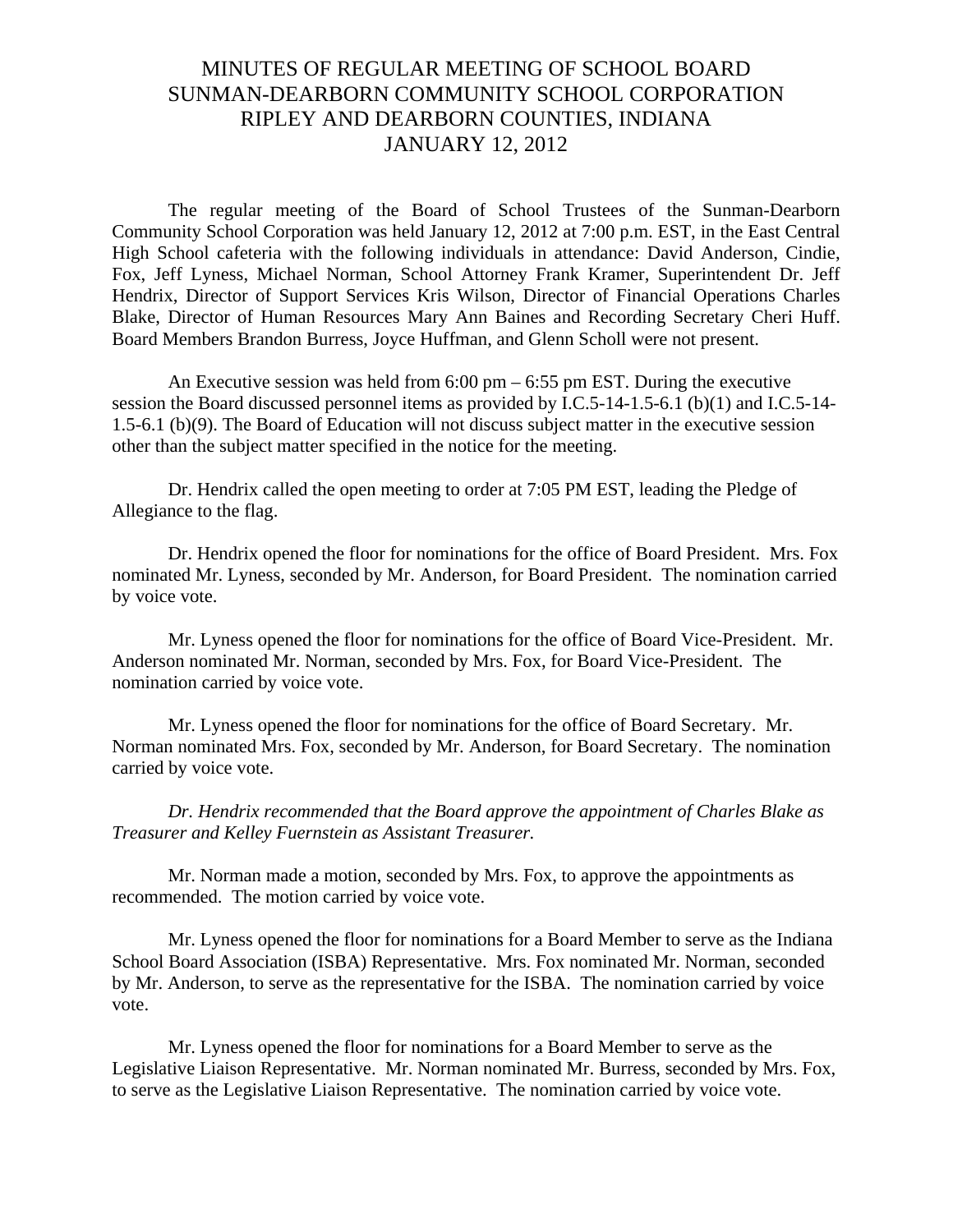# MINUTES OF REGULAR MEETING OF SCHOOL BOARD
# SUNMAN-DEARBORN COMMUNITY SCHOOL CORPORATION
# RIPLEY AND DEARBORN COUNTIES, INDIANA
# JANUARY 12, 2012

The regular meeting of the Board of School Trustees of the Sunman-Dearborn Community School Corporation was held January 12, 2012 at 7:00 p.m. EST, in the East Central High School cafeteria with the following individuals in attendance: David Anderson, Cindie, Fox, Jeff Lyness, Michael Norman, School Attorney Frank Kramer, Superintendent Dr. Jeff Hendrix, Director of Support Services Kris Wilson, Director of Financial Operations Charles Blake, Director of Human Resources Mary Ann Baines and Recording Secretary Cheri Huff. Board Members Brandon Burress, Joyce Huffman, and Glenn Scholl were not present.

An Executive session was held from 6:00 pm – 6:55 pm EST. During the executive session the Board discussed personnel items as provided by I.C.5-14-1.5-6.1 (b)(1) and I.C.5-14-1.5-6.1 (b)(9). The Board of Education will not discuss subject matter in the executive session other than the subject matter specified in the notice for the meeting.

Dr. Hendrix called the open meeting to order at 7:05 PM EST, leading the Pledge of Allegiance to the flag.

Dr. Hendrix opened the floor for nominations for the office of Board President. Mrs. Fox nominated Mr. Lyness, seconded by Mr. Anderson, for Board President. The nomination carried by voice vote.

Mr. Lyness opened the floor for nominations for the office of Board Vice-President. Mr. Anderson nominated Mr. Norman, seconded by Mrs. Fox, for Board Vice-President. The nomination carried by voice vote.

Mr. Lyness opened the floor for nominations for the office of Board Secretary. Mr. Norman nominated Mrs. Fox, seconded by Mr. Anderson, for Board Secretary. The nomination carried by voice vote.

*Dr. Hendrix recommended that the Board approve the appointment of Charles Blake as Treasurer and Kelley Fuernstein as Assistant Treasurer.*

Mr. Norman made a motion, seconded by Mrs. Fox, to approve the appointments as recommended. The motion carried by voice vote.

Mr. Lyness opened the floor for nominations for a Board Member to serve as the Indiana School Board Association (ISBA) Representative. Mrs. Fox nominated Mr. Norman, seconded by Mr. Anderson, to serve as the representative for the ISBA. The nomination carried by voice vote.

Mr. Lyness opened the floor for nominations for a Board Member to serve as the Legislative Liaison Representative. Mr. Norman nominated Mr. Burress, seconded by Mrs. Fox, to serve as the Legislative Liaison Representative. The nomination carried by voice vote.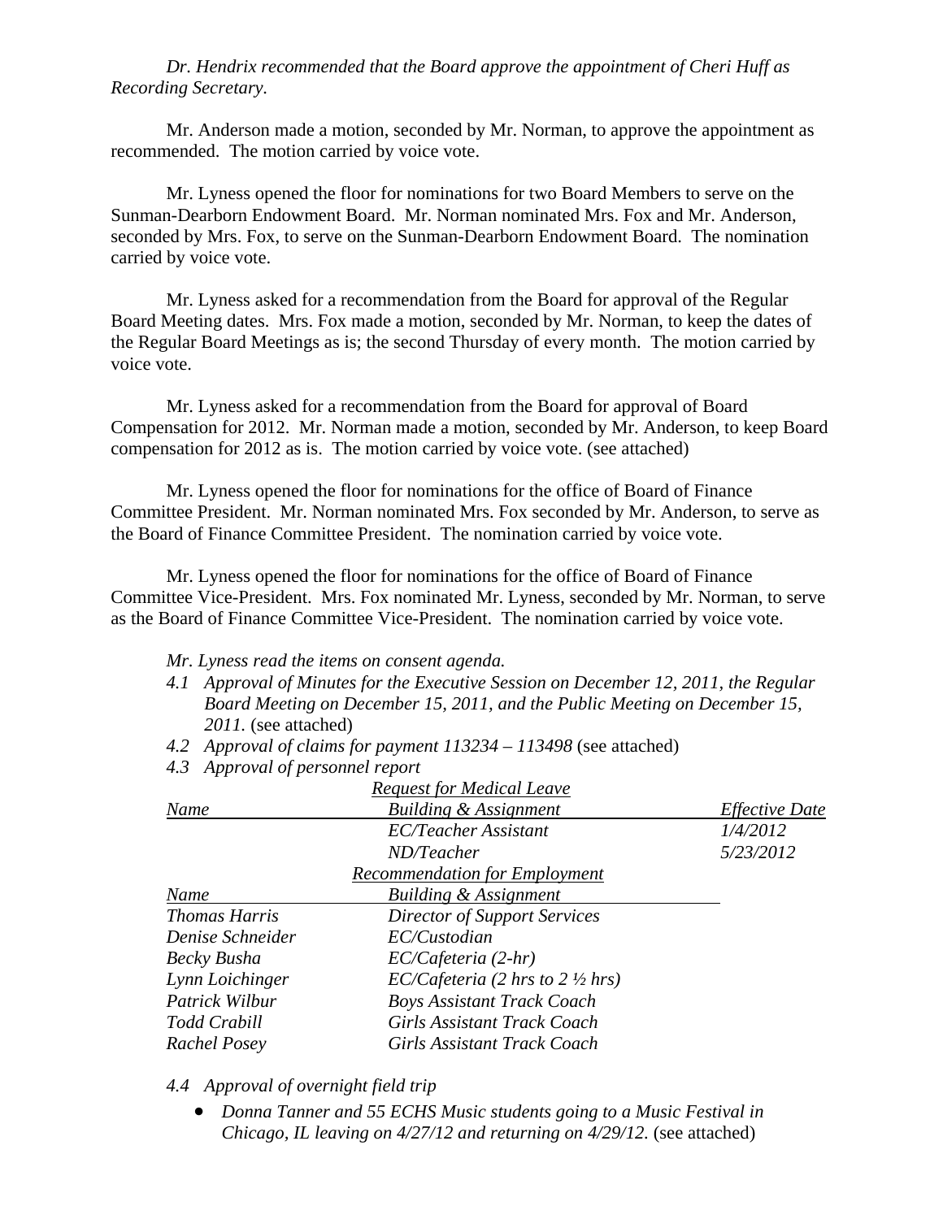*Dr. Hendrix recommended that the Board approve the appointment of Cheri Huff as Recording Secretary.*

Mr. Anderson made a motion, seconded by Mr. Norman, to approve the appointment as recommended. The motion carried by voice vote.

Mr. Lyness opened the floor for nominations for two Board Members to serve on the Sunman-Dearborn Endowment Board. Mr. Norman nominated Mrs. Fox and Mr. Anderson, seconded by Mrs. Fox, to serve on the Sunman-Dearborn Endowment Board. The nomination carried by voice vote.

Mr. Lyness asked for a recommendation from the Board for approval of the Regular Board Meeting dates. Mrs. Fox made a motion, seconded by Mr. Norman, to keep the dates of the Regular Board Meetings as is; the second Thursday of every month. The motion carried by voice vote.

Mr. Lyness asked for a recommendation from the Board for approval of Board Compensation for 2012. Mr. Norman made a motion, seconded by Mr. Anderson, to keep Board compensation for 2012 as is. The motion carried by voice vote. (see attached)

Mr. Lyness opened the floor for nominations for the office of Board of Finance Committee President. Mr. Norman nominated Mrs. Fox seconded by Mr. Anderson, to serve as the Board of Finance Committee President. The nomination carried by voice vote.

Mr. Lyness opened the floor for nominations for the office of Board of Finance Committee Vice-President. Mrs. Fox nominated Mr. Lyness, seconded by Mr. Norman, to serve as the Board of Finance Committee Vice-President. The nomination carried by voice vote.

*Mr. Lyness read the items on consent agenda.*

*4.1 Approval of Minutes for the Executive Session on December 12, 2011, the Regular Board Meeting on December 15, 2011, and the Public Meeting on December 15, 2011.* (see attached)

*4.2 Approval of claims for payment 113234 – 113498* (see attached)

*4.3 Approval of personnel report*

*Request for Medical Leave*

| *Name* | *Building & Assignment* | *Effective Date* |
|---|---|---|
| | *EC/Teacher Assistant* | *1/4/2012* |
| | *ND/Teacher* | *5/23/2012* |

*Recommendation for Employment*

| *Name* | *Building & Assignment* |
|---|---|
| *Thomas Harris* | *Director of Support Services* |
| *Denise Schneider* | *EC/Custodian* |
| *Becky Busha* | *EC/Cafeteria (2-hr)* |
| *Lynn Loichinger* | *EC/Cafeteria (2 hrs to 2 ½ hrs)* |
| *Patrick Wilbur* | *Boys Assistant Track Coach* |
| *Todd Crabill* | *Girls Assistant Track Coach* |
| *Rachel Posey* | *Girls Assistant Track Coach* |

*4.4 Approval of overnight field trip*

- *Donna Tanner and 55 ECHS Music students going to a Music Festival in Chicago, IL leaving on 4/27/12 and returning on 4/29/12.* (see attached)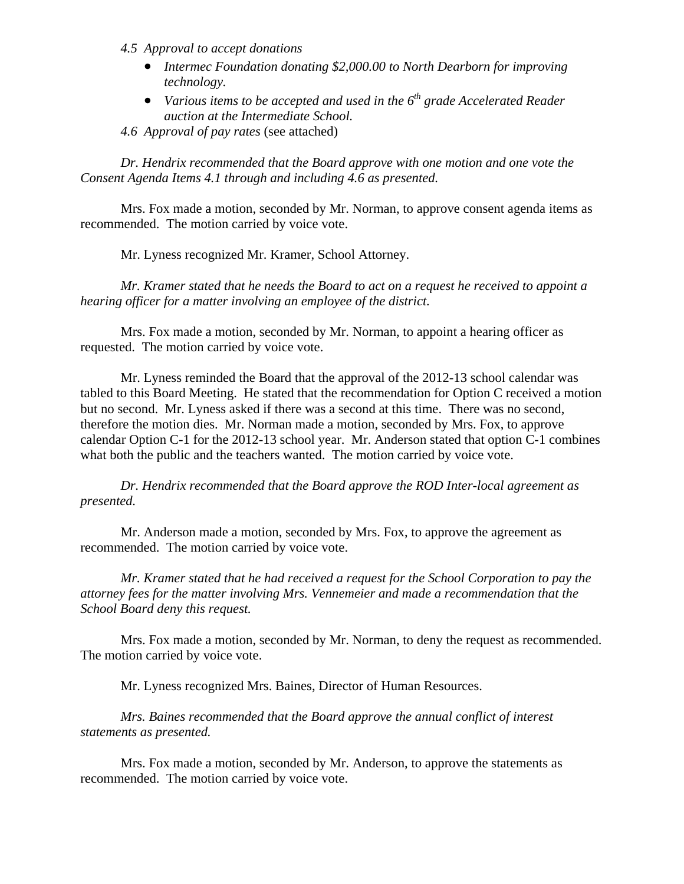*4.5 Approval to accept donations*

- *Intermec Foundation donating $2,000.00 to North Dearborn for improving technology.*
- *Various items to be accepted and used in the 6th grade Accelerated Reader auction at the Intermediate School.*

*4.6 Approval of pay rates* (see attached)

*Dr. Hendrix recommended that the Board approve with one motion and one vote the Consent Agenda Items 4.1 through and including 4.6 as presented.*

Mrs. Fox made a motion, seconded by Mr. Norman, to approve consent agenda items as recommended. The motion carried by voice vote.

Mr. Lyness recognized Mr. Kramer, School Attorney.

*Mr. Kramer stated that he needs the Board to act on a request he received to appoint a hearing officer for a matter involving an employee of the district.*

Mrs. Fox made a motion, seconded by Mr. Norman, to appoint a hearing officer as requested. The motion carried by voice vote.

Mr. Lyness reminded the Board that the approval of the 2012-13 school calendar was tabled to this Board Meeting. He stated that the recommendation for Option C received a motion but no second. Mr. Lyness asked if there was a second at this time. There was no second, therefore the motion dies. Mr. Norman made a motion, seconded by Mrs. Fox, to approve calendar Option C-1 for the 2012-13 school year. Mr. Anderson stated that option C-1 combines what both the public and the teachers wanted. The motion carried by voice vote.

*Dr. Hendrix recommended that the Board approve the ROD Inter-local agreement as presented.*

Mr. Anderson made a motion, seconded by Mrs. Fox, to approve the agreement as recommended. The motion carried by voice vote.

*Mr. Kramer stated that he had received a request for the School Corporation to pay the attorney fees for the matter involving Mrs. Vennemeier and made a recommendation that the School Board deny this request.*

Mrs. Fox made a motion, seconded by Mr. Norman, to deny the request as recommended. The motion carried by voice vote.

Mr. Lyness recognized Mrs. Baines, Director of Human Resources.

*Mrs. Baines recommended that the Board approve the annual conflict of interest statements as presented.*

Mrs. Fox made a motion, seconded by Mr. Anderson, to approve the statements as recommended. The motion carried by voice vote.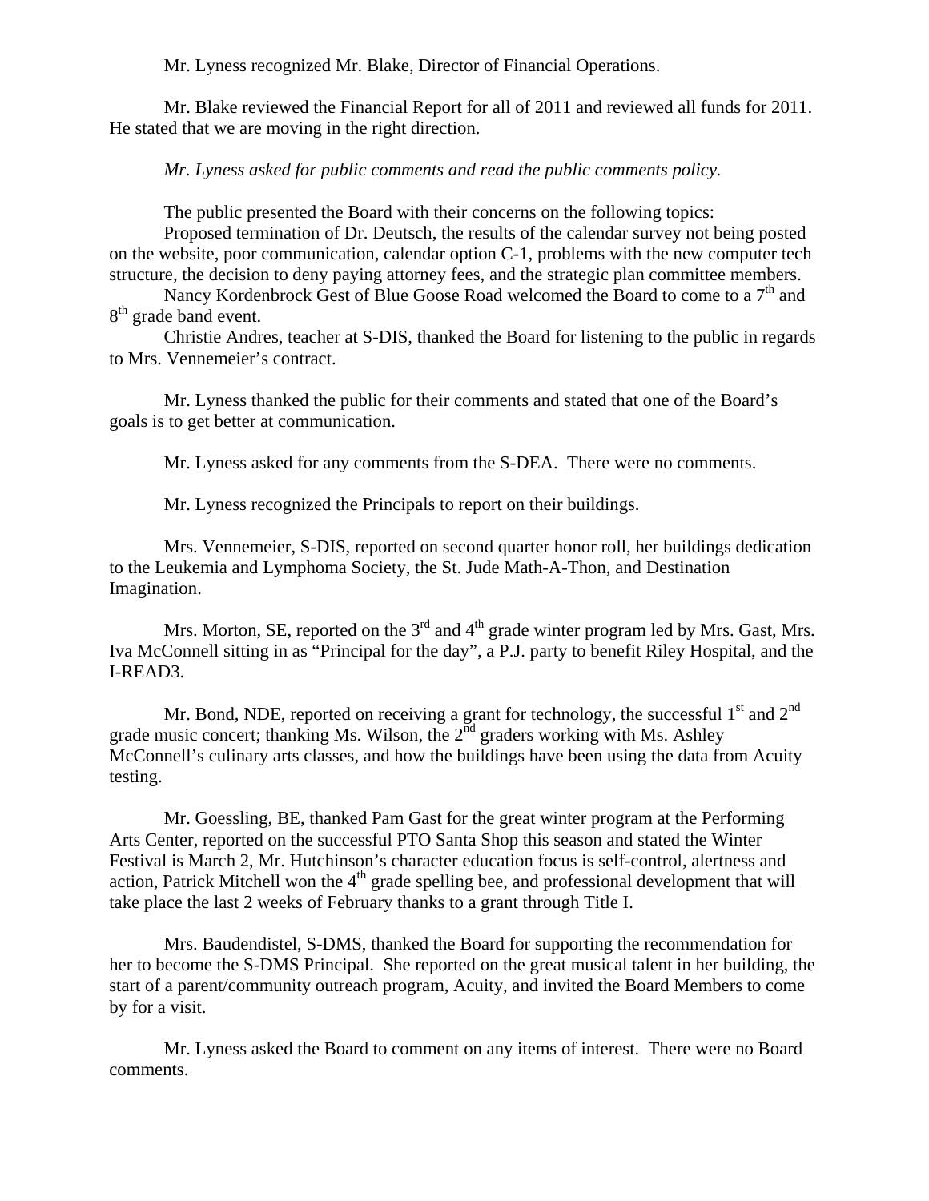Mr. Lyness recognized Mr. Blake, Director of Financial Operations.

Mr. Blake reviewed the Financial Report for all of 2011 and reviewed all funds for 2011. He stated that we are moving in the right direction.

*Mr. Lyness asked for public comments and read the public comments policy.*

The public presented the Board with their concerns on the following topics:
Proposed termination of Dr. Deutsch, the results of the calendar survey not being posted on the website, poor communication, calendar option C-1, problems with the new computer tech structure, the decision to deny paying attorney fees, and the strategic plan committee members.
Nancy Kordenbrock Gest of Blue Goose Road welcomed the Board to come to a 7th and 8th grade band event.
Christie Andres, teacher at S-DIS, thanked the Board for listening to the public in regards to Mrs. Vennemeier's contract.

Mr. Lyness thanked the public for their comments and stated that one of the Board's goals is to get better at communication.

Mr. Lyness asked for any comments from the S-DEA. There were no comments.

Mr. Lyness recognized the Principals to report on their buildings.

Mrs. Vennemeier, S-DIS, reported on second quarter honor roll, her buildings dedication to the Leukemia and Lymphoma Society, the St. Jude Math-A-Thon, and Destination Imagination.

Mrs. Morton, SE, reported on the 3rd and 4th grade winter program led by Mrs. Gast, Mrs. Iva McConnell sitting in as "Principal for the day", a P.J. party to benefit Riley Hospital, and the I-READ3.

Mr. Bond, NDE, reported on receiving a grant for technology, the successful 1st and 2nd grade music concert; thanking Ms. Wilson, the 2nd graders working with Ms. Ashley McConnell's culinary arts classes, and how the buildings have been using the data from Acuity testing.

Mr. Goessling, BE, thanked Pam Gast for the great winter program at the Performing Arts Center, reported on the successful PTO Santa Shop this season and stated the Winter Festival is March 2, Mr. Hutchinson's character education focus is self-control, alertness and action, Patrick Mitchell won the 4th grade spelling bee, and professional development that will take place the last 2 weeks of February thanks to a grant through Title I.

Mrs. Baudendistel, S-DMS, thanked the Board for supporting the recommendation for her to become the S-DMS Principal. She reported on the great musical talent in her building, the start of a parent/community outreach program, Acuity, and invited the Board Members to come by for a visit.

Mr. Lyness asked the Board to comment on any items of interest. There were no Board comments.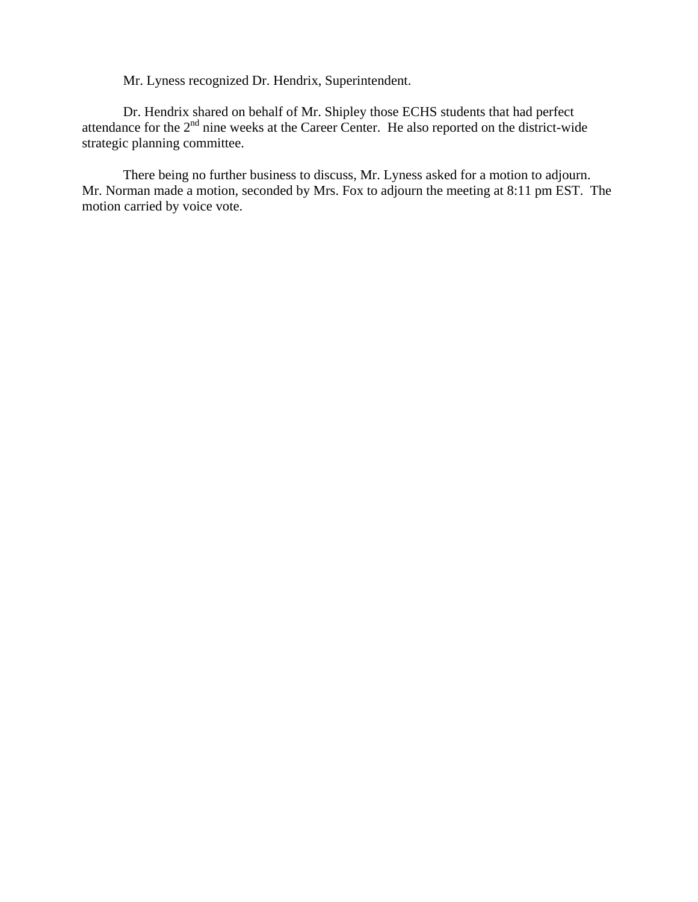Mr. Lyness recognized Dr. Hendrix, Superintendent.

Dr. Hendrix shared on behalf of Mr. Shipley those ECHS students that had perfect attendance for the 2nd nine weeks at the Career Center. He also reported on the district-wide strategic planning committee.

There being no further business to discuss, Mr. Lyness asked for a motion to adjourn. Mr. Norman made a motion, seconded by Mrs. Fox to adjourn the meeting at 8:11 pm EST. The motion carried by voice vote.